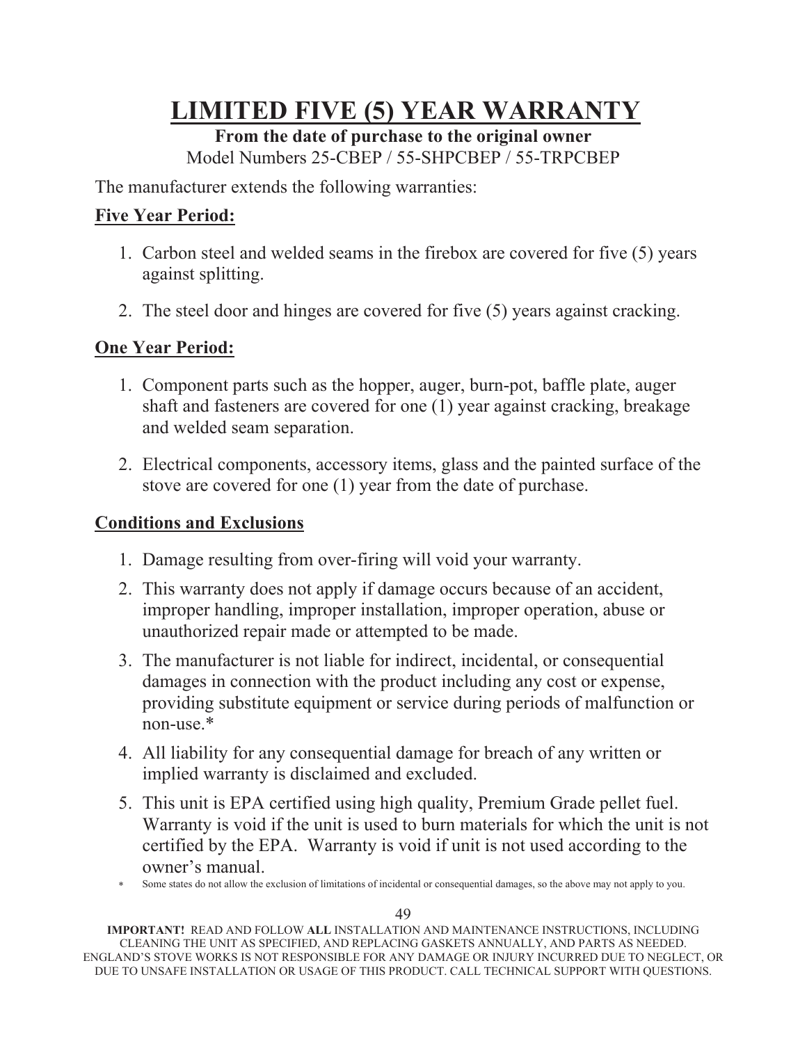# LIMITED FIVE (5) YEAR WARRANTY

**From the date of purchase to the original owner**

Model Numbers 25-CBEP / 55-SHPCBEP / 55-TRPCBEP

The manufacturer extends the following warranties:

## Five Year Period:

1. Carbon steel and welded seams in the firebox are covered for five (5) years against splitting.
2. The steel door and hinges are covered for five (5) years against cracking.

## One Year Period:

1. Component parts such as the hopper, auger, burn-pot, baffle plate, auger shaft and fasteners are covered for one (1) year against cracking, breakage and welded seam separation.
2. Electrical components, accessory items, glass and the painted surface of the stove are covered for one (1) year from the date of purchase.

## Conditions and Exclusions

1. Damage resulting from over-firing will void your warranty.
2. This warranty does not apply if damage occurs because of an accident, improper handling, improper installation, improper operation, abuse or unauthorized repair made or attempted to be made.
3. The manufacturer is not liable for indirect, incidental, or consequential damages in connection with the product including any cost or expense, providing substitute equipment or service during periods of malfunction or non-use.*
4. All liability for any consequential damage for breach of any written or implied warranty is disclaimed and excluded.
5. This unit is EPA certified using high quality, Premium Grade pellet fuel. Warranty is void if the unit is used to burn materials for which the unit is not certified by the EPA. Warranty is void if unit is not used according to the owner's manual.

* Some states do not allow the exclusion of limitations of incidental or consequential damages, so the above may not apply to you.

**IMPORTANT!** READ AND FOLLOW **ALL** INSTALLATION AND MAINTENANCE INSTRUCTIONS, INCLUDING CLEANING THE UNIT AS SPECIFIED, AND REPLACING GASKETS ANNUALLY, AND PARTS AS NEEDED. ENGLAND'S STOVE WORKS IS NOT RESPONSIBLE FOR ANY DAMAGE OR INJURY INCURRED DUE TO NEGLECT, OR DUE TO UNSAFE INSTALLATION OR USAGE OF THIS PRODUCT. CALL TECHNICAL SUPPORT WITH QUESTIONS.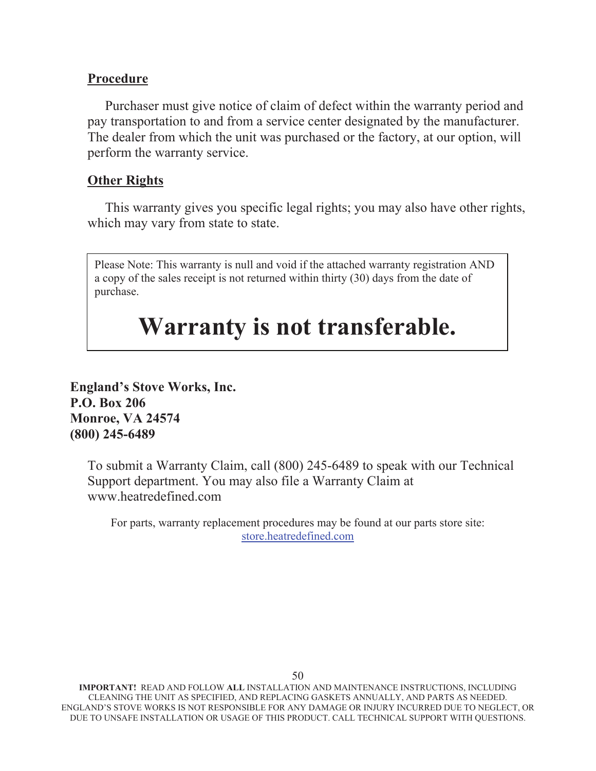**Procedure**

Purchaser must give notice of claim of defect within the warranty period and pay transportation to and from a service center designated by the manufacturer. The dealer from which the unit was purchased or the factory, at our option, will perform the warranty service.

**Other Rights**

This warranty gives you specific legal rights; you may also have other rights, which may vary from state to state.

Please Note: This warranty is null and void if the attached warranty registration AND a copy of the sales receipt is not returned within thirty (30) days from the date of purchase.

# Warranty is not transferable.

**England's Stove Works, Inc.**
**P.O. Box 206**
**Monroe, VA 24574**
**(800) 245-6489**

To submit a Warranty Claim, call (800) 245-6489 to speak with our Technical Support department. You may also file a Warranty Claim at www.heatredefined.com

For parts, warranty replacement procedures may be found at our parts store site: store.heatredefined.com

**IMPORTANT!** READ AND FOLLOW **ALL** INSTALLATION AND MAINTENANCE INSTRUCTIONS, INCLUDING CLEANING THE UNIT AS SPECIFIED, AND REPLACING GASKETS ANNUALLY, AND PARTS AS NEEDED. ENGLAND'S STOVE WORKS IS NOT RESPONSIBLE FOR ANY DAMAGE OR INJURY INCURRED DUE TO NEGLECT, OR DUE TO UNSAFE INSTALLATION OR USAGE OF THIS PRODUCT. CALL TECHNICAL SUPPORT WITH QUESTIONS.